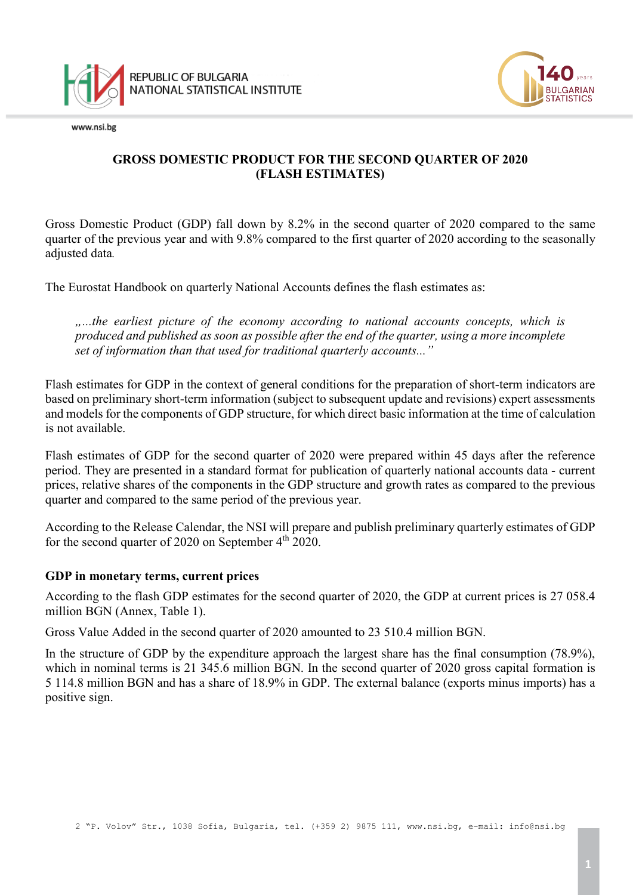REPUBLIC OF BULGARIA
NATIONAL STATISTICAL INSTITUTE

www.nsi.bg

# GROSS DOMESTIC PRODUCT FOR THE SECOND QUARTER OF 2020 (FLASH ESTIMATES)

Gross Domestic Product (GDP) fall down by 8.2% in the second quarter of 2020 compared to the same quarter of the previous year and with 9.8% compared to the first quarter of 2020 according to the seasonally adjusted data.

The Eurostat Handbook on quarterly National Accounts defines the flash estimates as:

> *„...the earliest picture of the economy according to national accounts concepts, which is produced and published as soon as possible after the end of the quarter, using a more incomplete set of information than that used for traditional quarterly accounts...”*

Flash estimates for GDP in the context of general conditions for the preparation of short-term indicators are based on preliminary short-term information (subject to subsequent update and revisions) expert assessments and models for the components of GDP structure, for which direct basic information at the time of calculation is not available.

Flash estimates of GDP for the second quarter of 2020 were prepared within 45 days after the reference period. They are presented in a standard format for publication of quarterly national accounts data - current prices, relative shares of the components in the GDP structure and growth rates as compared to the previous quarter and compared to the same period of the previous year.

According to the Release Calendar, the NSI will prepare and publish preliminary quarterly estimates of GDP for the second quarter of 2020 on September 4th 2020.

## GDP in monetary terms, current prices

According to the flash GDP estimates for the second quarter of 2020, the GDP at current prices is 27 058.4 million BGN (Annex, Table 1).

Gross Value Added in the second quarter of 2020 amounted to 23 510.4 million BGN.

In the structure of GDP by the expenditure approach the largest share has the final consumption (78.9%), which in nominal terms is 21 345.6 million BGN. In the second quarter of 2020 gross capital formation is 5 114.8 million BGN and has a share of 18.9% in GDP. The external balance (exports minus imports) has a positive sign.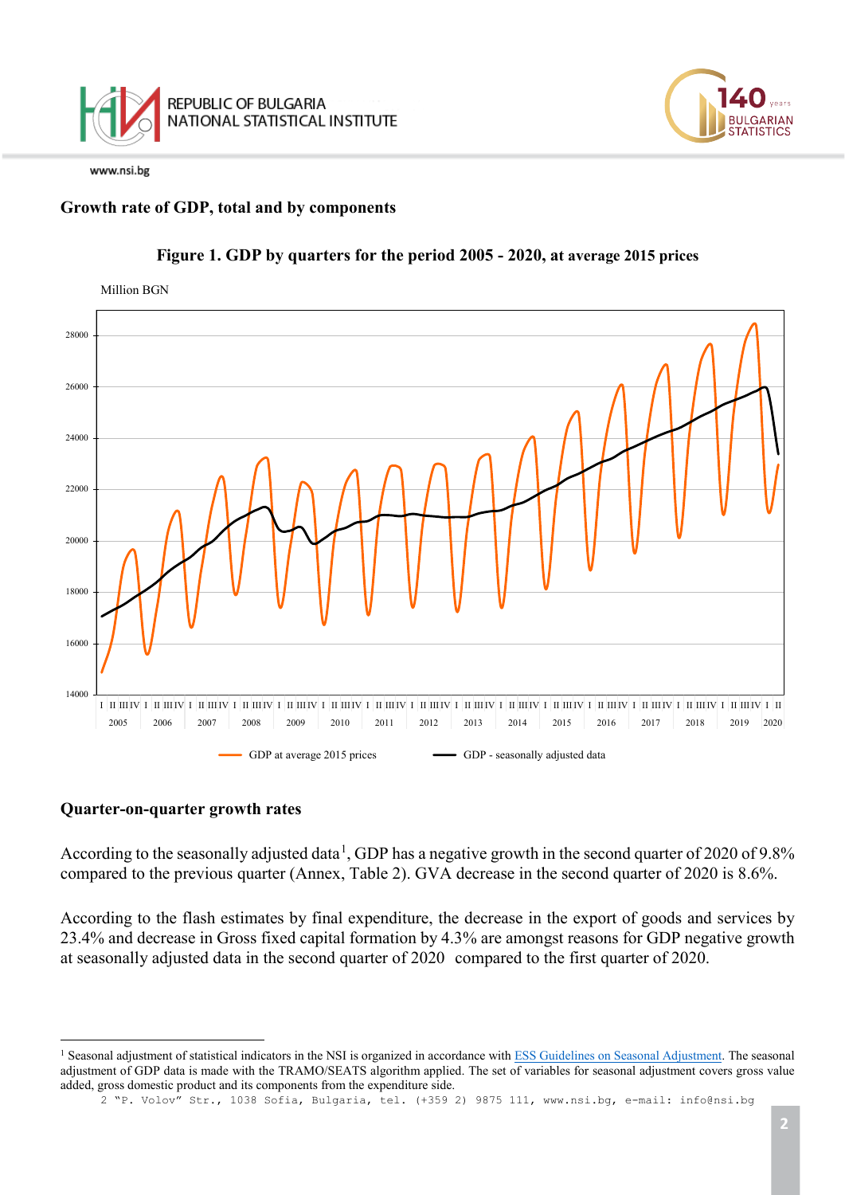## Growth rate of GDP, total and by components

**Figure 1. GDP by quarters for the period 2005 - 2020, at average 2015 prices**

## Quarter-on-quarter growth rates

According to the seasonally adjusted data[1], GDP has a negative growth in the second quarter of 2020 of 9.8% compared to the previous quarter (Annex, Table 2). GVA decrease in the second quarter of 2020 is 8.6%.

According to the flash estimates by final expenditure, the decrease in the export of goods and services by 23.4% and decrease in Gross fixed capital formation by 4.3% are amongst reasons for GDP negative growth at seasonally adjusted data in the second quarter of 2020 compared to the first quarter of 2020.

---

[1] Seasonal adjustment of statistical indicators in the NSI is organized in accordance with ESS Guidelines on Seasonal Adjustment. The seasonal adjustment of GDP data is made with the TRAMO/SEATS algorithm applied. The set of variables for seasonal adjustment covers gross value added, gross domestic product and its components from the expenditure side.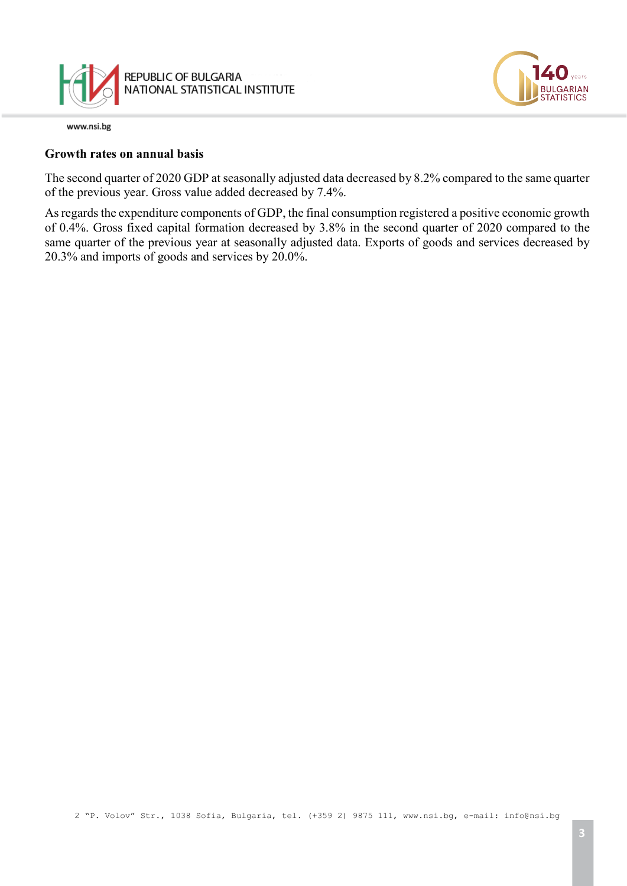### Growth rates on annual basis

The second quarter of 2020 GDP at seasonally adjusted data decreased by 8.2% compared to the same quarter of the previous year. Gross value added decreased by 7.4%.

As regards the expenditure components of GDP, the final consumption registered a positive economic growth of 0.4%. Gross fixed capital formation decreased by 3.8% in the second quarter of 2020 compared to the same quarter of the previous year at seasonally adjusted data. Exports of goods and services decreased by 20.3% and imports of goods and services by 20.0%.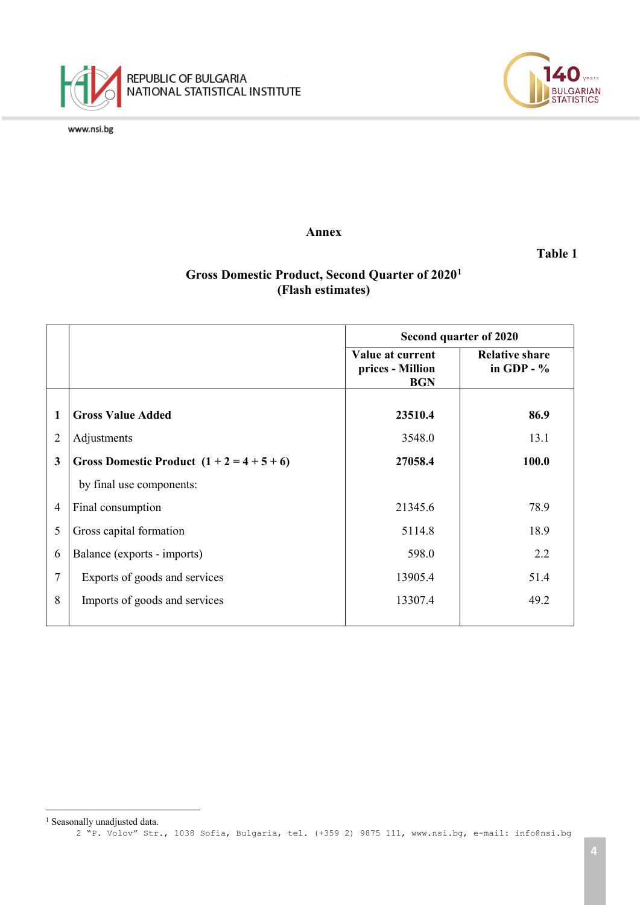## Annex

**Table 1**

**Gross Domestic Product, Second Quarter of 2020[1]**
**(Flash estimates)**

| | | Second quarter of 2020 | |
|---|---|---|---|
| | | **Value at current prices - Million BGN** | **Relative share in GDP - %** |
| **1** | **Gross Value Added** | **23510.4** | **86.9** |
| 2 | Adjustments | 3548.0 | 13.1 |
| **3** | **Gross Domestic Product (1 + 2 = 4 + 5 + 6)** | **27058.4** | **100.0** |
| | by final use components: | | |
| 4 | Final consumption | 21345.6 | 78.9 |
| 5 | Gross capital formation | 5114.8 | 18.9 |
| 6 | Balance (exports - imports) | 598.0 | 2.2 |
| 7 | Exports of goods and services | 13905.4 | 51.4 |
| 8 | Imports of goods and services | 13307.4 | 49.2 |

[1] Seasonally unadjusted data.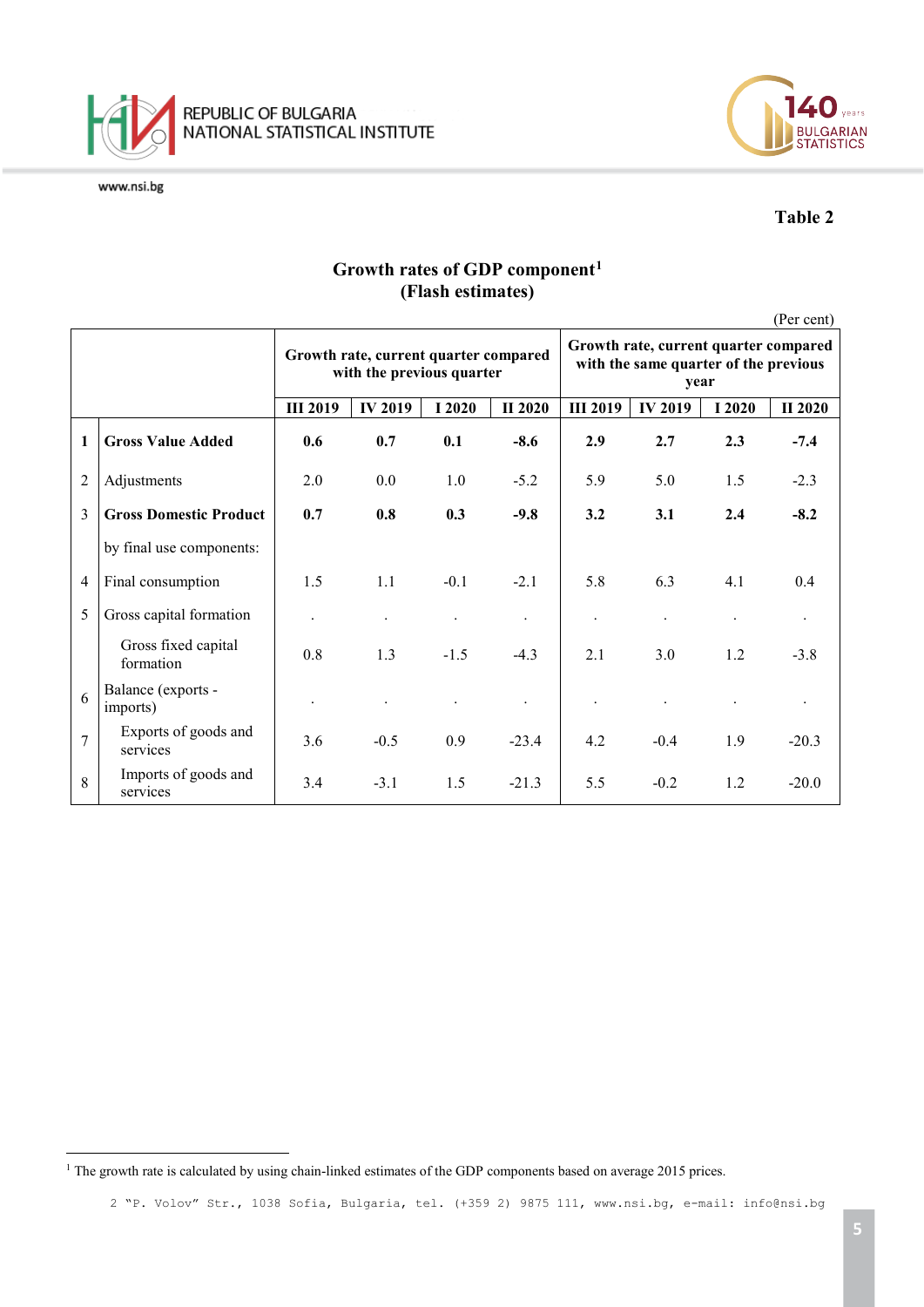**Table 2**

## Growth rates of GDP component[1] (Flash estimates)

(Per cent)

| | | Growth rate, current quarter compared with the previous quarter | | | | Growth rate, current quarter compared with the same quarter of the previous year | | | |
|---|---|---|---|---|---|---|---|---|---|
| | | III 2019 | IV 2019 | I 2020 | II 2020 | III 2019 | IV 2019 | I 2020 | II 2020 |
| **1** | **Gross Value Added** | **0.6** | **0.7** | **0.1** | **-8.6** | **2.9** | **2.7** | **2.3** | **-7.4** |
| 2 | Adjustments | 2.0 | 0.0 | 1.0 | -5.2 | 5.9 | 5.0 | 1.5 | -2.3 |
| 3 | **Gross Domestic Product** | **0.7** | **0.8** | **0.3** | **-9.8** | **3.2** | **3.1** | **2.4** | **-8.2** |
| | by final use components: | | | | | | | | |
| 4 | Final consumption | 1.5 | 1.1 | -0.1 | -2.1 | 5.8 | 6.3 | 4.1 | 0.4 |
| 5 | Gross capital formation | . | . | . | . | . | . | . | . |
| | Gross fixed capital formation | 0.8 | 1.3 | -1.5 | -4.3 | 2.1 | 3.0 | 1.2 | -3.8 |
| 6 | Balance (exports - imports) | . | . | . | . | . | . | . | . |
| 7 | Exports of goods and services | 3.6 | -0.5 | 0.9 | -23.4 | 4.2 | -0.4 | 1.9 | -20.3 |
| 8 | Imports of goods and services | 3.4 | -3.1 | 1.5 | -21.3 | 5.5 | -0.2 | 1.2 | -20.0 |

[1] The growth rate is calculated by using chain-linked estimates of the GDP components based on average 2015 prices.